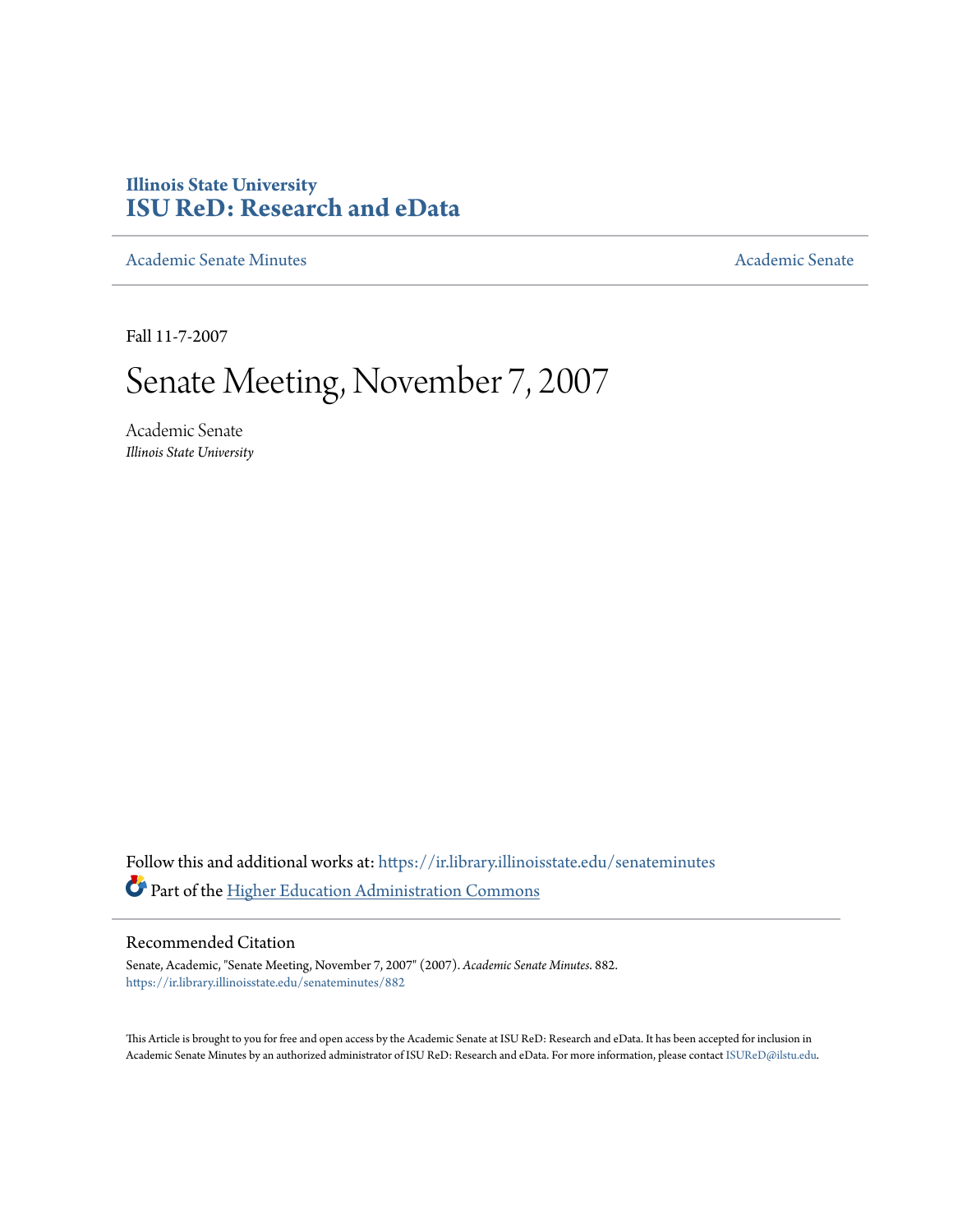**Illinois State University**
**ISU ReD: Research and eData**

Academic Senate Minutes | Academic Senate

Fall 11-7-2007

# Senate Meeting, November 7, 2007

Academic Senate
*Illinois State University*

Follow this and additional works at: https://ir.library.illinoisstate.edu/senateminutes

Part of the Higher Education Administration Commons

## Recommended Citation

Senate, Academic, "Senate Meeting, November 7, 2007" (2007). *Academic Senate Minutes*. 882.
https://ir.library.illinoisstate.edu/senateminutes/882

This Article is brought to you for free and open access by the Academic Senate at ISU ReD: Research and eData. It has been accepted for inclusion in Academic Senate Minutes by an authorized administrator of ISU ReD: Research and eData. For more information, please contact ISUReD@ilstu.edu.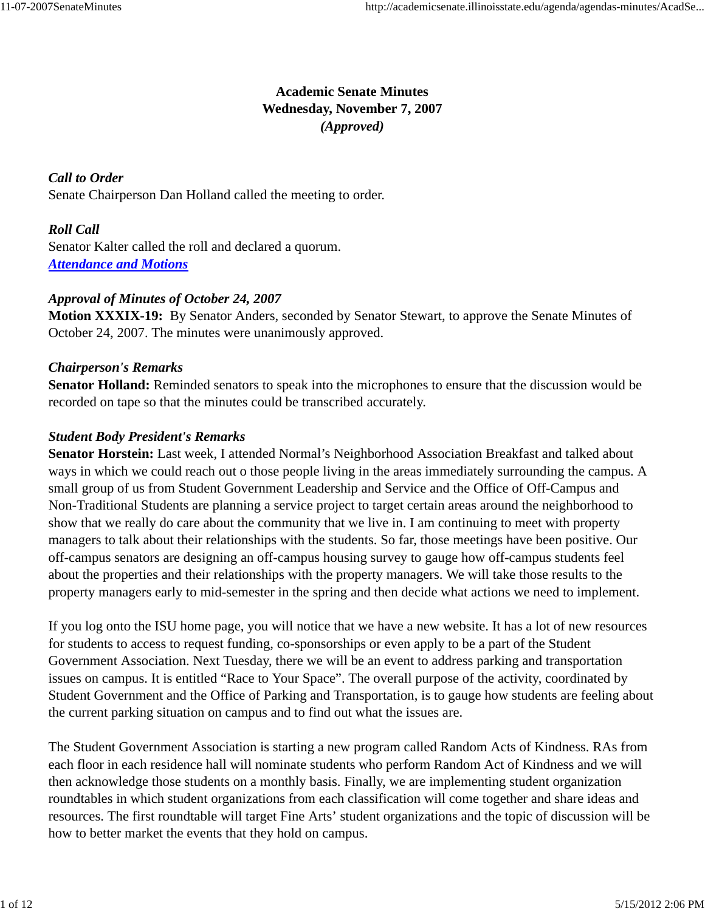# Academic Senate Minutes
## Wednesday, November 7, 2007
## *(Approved)*

***Call to Order***
Senate Chairperson Dan Holland called the meeting to order.

***Roll Call***
Senator Kalter called the roll and declared a quorum.
***Attendance and Motions***

***Approval of Minutes of October 24, 2007***
**Motion XXXIX-19:** By Senator Anders, seconded by Senator Stewart, to approve the Senate Minutes of October 24, 2007. The minutes were unanimously approved.

***Chairperson's Remarks***
**Senator Holland:** Reminded senators to speak into the microphones to ensure that the discussion would be recorded on tape so that the minutes could be transcribed accurately.

***Student Body President's Remarks***
**Senator Horstein:** Last week, I attended Normal's Neighborhood Association Breakfast and talked about ways in which we could reach out o those people living in the areas immediately surrounding the campus. A small group of us from Student Government Leadership and Service and the Office of Off-Campus and Non-Traditional Students are planning a service project to target certain areas around the neighborhood to show that we really do care about the community that we live in. I am continuing to meet with property managers to talk about their relationships with the students. So far, those meetings have been positive. Our off-campus senators are designing an off-campus housing survey to gauge how off-campus students feel about the properties and their relationships with the property managers. We will take those results to the property managers early to mid-semester in the spring and then decide what actions we need to implement.

If you log onto the ISU home page, you will notice that we have a new website. It has a lot of new resources for students to access to request funding, co-sponsorships or even apply to be a part of the Student Government Association. Next Tuesday, there we will be an event to address parking and transportation issues on campus. It is entitled "Race to Your Space". The overall purpose of the activity, coordinated by Student Government and the Office of Parking and Transportation, is to gauge how students are feeling about the current parking situation on campus and to find out what the issues are.

The Student Government Association is starting a new program called Random Acts of Kindness. RAs from each floor in each residence hall will nominate students who perform Random Act of Kindness and we will then acknowledge those students on a monthly basis. Finally, we are implementing student organization roundtables in which student organizations from each classification will come together and share ideas and resources. The first roundtable will target Fine Arts' student organizations and the topic of discussion will be how to better market the events that they hold on campus.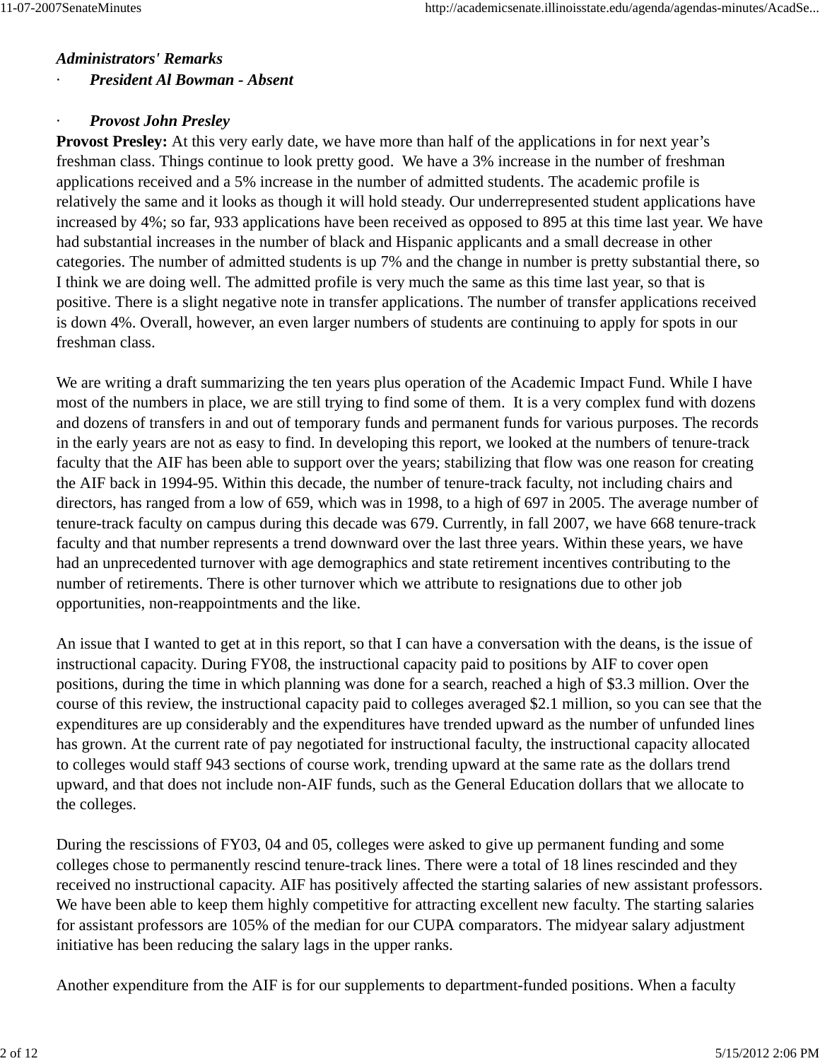***Administrators' Remarks***

· ***President Al Bowman - Absent***

· ***Provost John Presley***

**Provost Presley:** At this very early date, we have more than half of the applications in for next year's freshman class. Things continue to look pretty good. We have a 3% increase in the number of freshman applications received and a 5% increase in the number of admitted students. The academic profile is relatively the same and it looks as though it will hold steady. Our underrepresented student applications have increased by 4%; so far, 933 applications have been received as opposed to 895 at this time last year. We have had substantial increases in the number of black and Hispanic applicants and a small decrease in other categories. The number of admitted students is up 7% and the change in number is pretty substantial there, so I think we are doing well. The admitted profile is very much the same as this time last year, so that is positive. There is a slight negative note in transfer applications. The number of transfer applications received is down 4%. Overall, however, an even larger numbers of students are continuing to apply for spots in our freshman class.

We are writing a draft summarizing the ten years plus operation of the Academic Impact Fund. While I have most of the numbers in place, we are still trying to find some of them. It is a very complex fund with dozens and dozens of transfers in and out of temporary funds and permanent funds for various purposes. The records in the early years are not as easy to find. In developing this report, we looked at the numbers of tenure-track faculty that the AIF has been able to support over the years; stabilizing that flow was one reason for creating the AIF back in 1994-95. Within this decade, the number of tenure-track faculty, not including chairs and directors, has ranged from a low of 659, which was in 1998, to a high of 697 in 2005. The average number of tenure-track faculty on campus during this decade was 679. Currently, in fall 2007, we have 668 tenure-track faculty and that number represents a trend downward over the last three years. Within these years, we have had an unprecedented turnover with age demographics and state retirement incentives contributing to the number of retirements. There is other turnover which we attribute to resignations due to other job opportunities, non-reappointments and the like.

An issue that I wanted to get at in this report, so that I can have a conversation with the deans, is the issue of instructional capacity. During FY08, the instructional capacity paid to positions by AIF to cover open positions, during the time in which planning was done for a search, reached a high of $3.3 million. Over the course of this review, the instructional capacity paid to colleges averaged $2.1 million, so you can see that the expenditures are up considerably and the expenditures have trended upward as the number of unfunded lines has grown. At the current rate of pay negotiated for instructional faculty, the instructional capacity allocated to colleges would staff 943 sections of course work, trending upward at the same rate as the dollars trend upward, and that does not include non-AIF funds, such as the General Education dollars that we allocate to the colleges.

During the rescissions of FY03, 04 and 05, colleges were asked to give up permanent funding and some colleges chose to permanently rescind tenure-track lines. There were a total of 18 lines rescinded and they received no instructional capacity. AIF has positively affected the starting salaries of new assistant professors. We have been able to keep them highly competitive for attracting excellent new faculty. The starting salaries for assistant professors are 105% of the median for our CUPA comparators. The midyear salary adjustment initiative has been reducing the salary lags in the upper ranks.

Another expenditure from the AIF is for our supplements to department-funded positions. When a faculty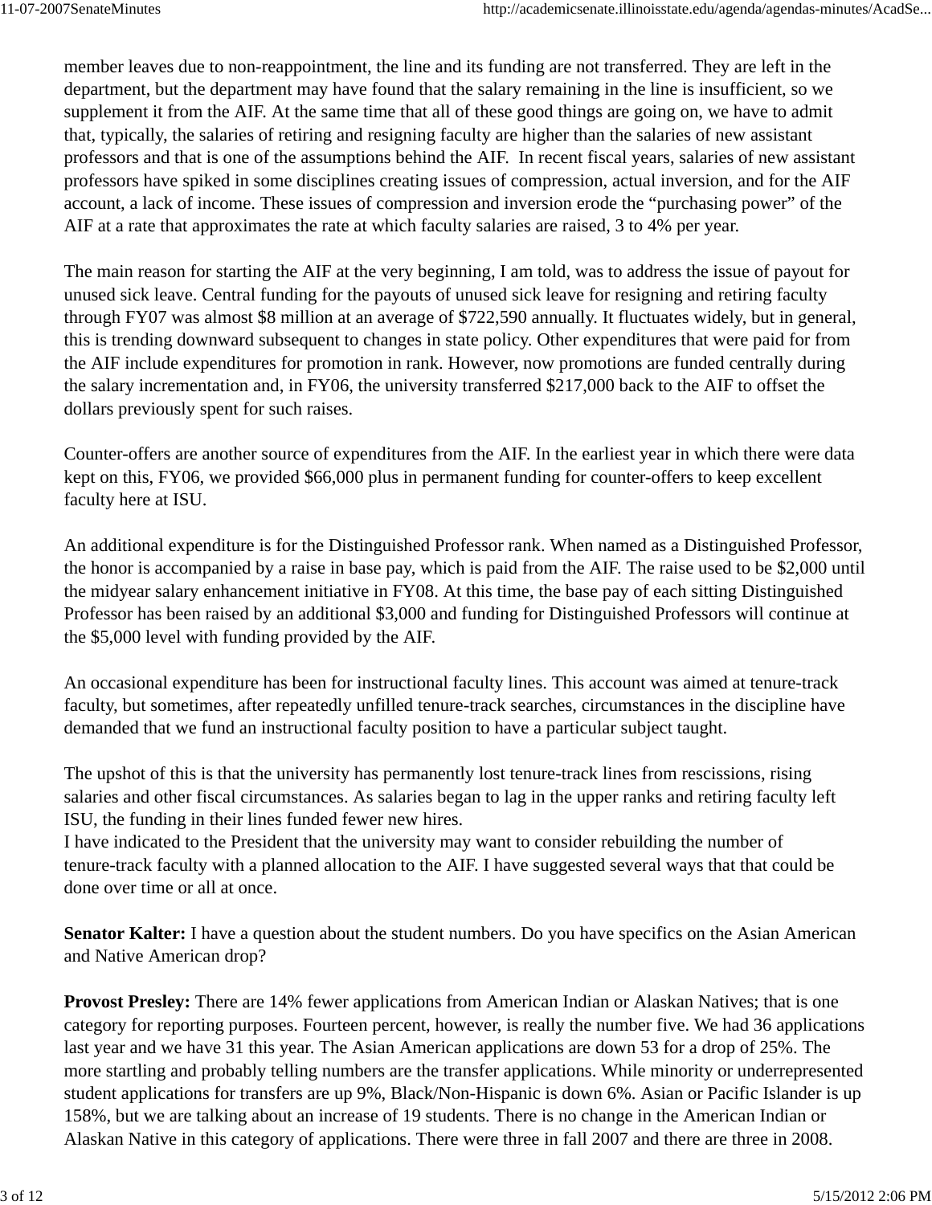member leaves due to non-reappointment, the line and its funding are not transferred. They are left in the department, but the department may have found that the salary remaining in the line is insufficient, so we supplement it from the AIF. At the same time that all of these good things are going on, we have to admit that, typically, the salaries of retiring and resigning faculty are higher than the salaries of new assistant professors and that is one of the assumptions behind the AIF. In recent fiscal years, salaries of new assistant professors have spiked in some disciplines creating issues of compression, actual inversion, and for the AIF account, a lack of income. These issues of compression and inversion erode the “purchasing power” of the AIF at a rate that approximates the rate at which faculty salaries are raised, 3 to 4% per year.

The main reason for starting the AIF at the very beginning, I am told, was to address the issue of payout for unused sick leave. Central funding for the payouts of unused sick leave for resigning and retiring faculty through FY07 was almost $8 million at an average of $722,590 annually. It fluctuates widely, but in general, this is trending downward subsequent to changes in state policy. Other expenditures that were paid for from the AIF include expenditures for promotion in rank. However, now promotions are funded centrally during the salary incrementation and, in FY06, the university transferred $217,000 back to the AIF to offset the dollars previously spent for such raises.

Counter-offers are another source of expenditures from the AIF. In the earliest year in which there were data kept on this, FY06, we provided $66,000 plus in permanent funding for counter-offers to keep excellent faculty here at ISU.

An additional expenditure is for the Distinguished Professor rank. When named as a Distinguished Professor, the honor is accompanied by a raise in base pay, which is paid from the AIF. The raise used to be $2,000 until the midyear salary enhancement initiative in FY08. At this time, the base pay of each sitting Distinguished Professor has been raised by an additional $3,000 and funding for Distinguished Professors will continue at the $5,000 level with funding provided by the AIF.

An occasional expenditure has been for instructional faculty lines. This account was aimed at tenure-track faculty, but sometimes, after repeatedly unfilled tenure-track searches, circumstances in the discipline have demanded that we fund an instructional faculty position to have a particular subject taught.

The upshot of this is that the university has permanently lost tenure-track lines from rescissions, rising salaries and other fiscal circumstances. As salaries began to lag in the upper ranks and retiring faculty left ISU, the funding in their lines funded fewer new hires.
I have indicated to the President that the university may want to consider rebuilding the number of tenure-track faculty with a planned allocation to the AIF. I have suggested several ways that that could be done over time or all at once.

**Senator Kalter:** I have a question about the student numbers. Do you have specifics on the Asian American and Native American drop?

**Provost Presley:** There are 14% fewer applications from American Indian or Alaskan Natives; that is one category for reporting purposes. Fourteen percent, however, is really the number five. We had 36 applications last year and we have 31 this year. The Asian American applications are down 53 for a drop of 25%. The more startling and probably telling numbers are the transfer applications. While minority or underrepresented student applications for transfers are up 9%, Black/Non-Hispanic is down 6%. Asian or Pacific Islander is up 158%, but we are talking about an increase of 19 students. There is no change in the American Indian or Alaskan Native in this category of applications. There were three in fall 2007 and there are three in 2008.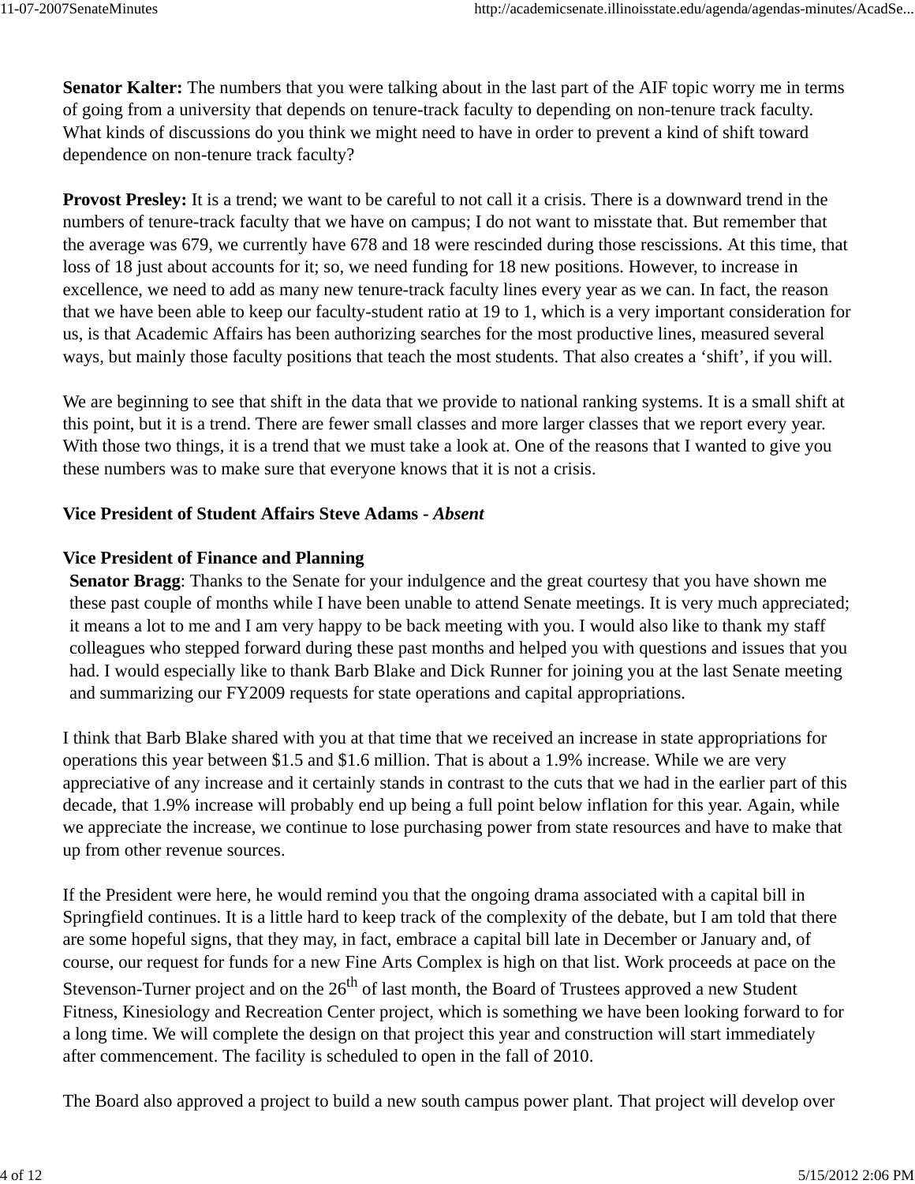**Senator Kalter:** The numbers that you were talking about in the last part of the AIF topic worry me in terms of going from a university that depends on tenure-track faculty to depending on non-tenure track faculty. What kinds of discussions do you think we might need to have in order to prevent a kind of shift toward dependence on non-tenure track faculty?

**Provost Presley:** It is a trend; we want to be careful to not call it a crisis. There is a downward trend in the numbers of tenure-track faculty that we have on campus; I do not want to misstate that. But remember that the average was 679, we currently have 678 and 18 were rescinded during those rescissions. At this time, that loss of 18 just about accounts for it; so, we need funding for 18 new positions. However, to increase in excellence, we need to add as many new tenure-track faculty lines every year as we can. In fact, the reason that we have been able to keep our faculty-student ratio at 19 to 1, which is a very important consideration for us, is that Academic Affairs has been authorizing searches for the most productive lines, measured several ways, but mainly those faculty positions that teach the most students. That also creates a 'shift', if you will.

We are beginning to see that shift in the data that we provide to national ranking systems. It is a small shift at this point, but it is a trend. There are fewer small classes and more larger classes that we report every year. With those two things, it is a trend that we must take a look at. One of the reasons that I wanted to give you these numbers was to make sure that everyone knows that it is not a crisis.

**Vice President of Student Affairs Steve Adams -** ***Absent***

**Vice President of Finance and Planning**

**Senator Bragg**: Thanks to the Senate for your indulgence and the great courtesy that you have shown me these past couple of months while I have been unable to attend Senate meetings. It is very much appreciated; it means a lot to me and I am very happy to be back meeting with you. I would also like to thank my staff colleagues who stepped forward during these past months and helped you with questions and issues that you had. I would especially like to thank Barb Blake and Dick Runner for joining you at the last Senate meeting and summarizing our FY2009 requests for state operations and capital appropriations.

I think that Barb Blake shared with you at that time that we received an increase in state appropriations for operations this year between $1.5 and $1.6 million. That is about a 1.9% increase. While we are very appreciative of any increase and it certainly stands in contrast to the cuts that we had in the earlier part of this decade, that 1.9% increase will probably end up being a full point below inflation for this year. Again, while we appreciate the increase, we continue to lose purchasing power from state resources and have to make that up from other revenue sources.

If the President were here, he would remind you that the ongoing drama associated with a capital bill in Springfield continues. It is a little hard to keep track of the complexity of the debate, but I am told that there are some hopeful signs, that they may, in fact, embrace a capital bill late in December or January and, of course, our request for funds for a new Fine Arts Complex is high on that list. Work proceeds at pace on the Stevenson-Turner project and on the 26th of last month, the Board of Trustees approved a new Student Fitness, Kinesiology and Recreation Center project, which is something we have been looking forward to for a long time. We will complete the design on that project this year and construction will start immediately after commencement. The facility is scheduled to open in the fall of 2010.

The Board also approved a project to build a new south campus power plant. That project will develop over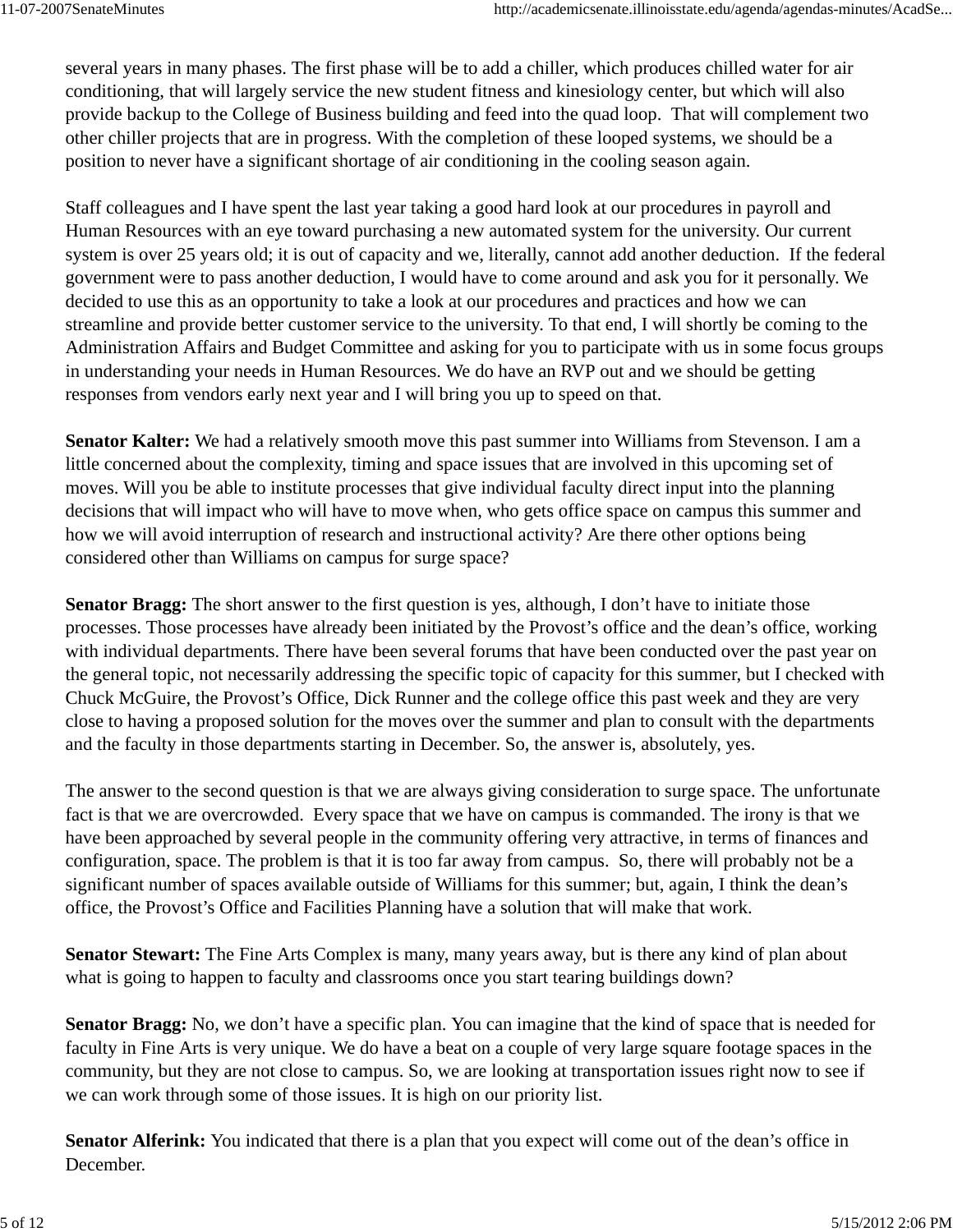several years in many phases. The first phase will be to add a chiller, which produces chilled water for air conditioning, that will largely service the new student fitness and kinesiology center, but which will also provide backup to the College of Business building and feed into the quad loop.  That will complement two other chiller projects that are in progress. With the completion of these looped systems, we should be a position to never have a significant shortage of air conditioning in the cooling season again.

Staff colleagues and I have spent the last year taking a good hard look at our procedures in payroll and Human Resources with an eye toward purchasing a new automated system for the university. Our current system is over 25 years old; it is out of capacity and we, literally, cannot add another deduction.  If the federal government were to pass another deduction, I would have to come around and ask you for it personally. We decided to use this as an opportunity to take a look at our procedures and practices and how we can streamline and provide better customer service to the university. To that end, I will shortly be coming to the Administration Affairs and Budget Committee and asking for you to participate with us in some focus groups in understanding your needs in Human Resources. We do have an RVP out and we should be getting responses from vendors early next year and I will bring you up to speed on that.

**Senator Kalter:** We had a relatively smooth move this past summer into Williams from Stevenson. I am a little concerned about the complexity, timing and space issues that are involved in this upcoming set of moves. Will you be able to institute processes that give individual faculty direct input into the planning decisions that will impact who will have to move when, who gets office space on campus this summer and how we will avoid interruption of research and instructional activity? Are there other options being considered other than Williams on campus for surge space?

**Senator Bragg:** The short answer to the first question is yes, although, I don't have to initiate those processes. Those processes have already been initiated by the Provost's office and the dean's office, working with individual departments. There have been several forums that have been conducted over the past year on the general topic, not necessarily addressing the specific topic of capacity for this summer, but I checked with Chuck McGuire, the Provost's Office, Dick Runner and the college office this past week and they are very close to having a proposed solution for the moves over the summer and plan to consult with the departments and the faculty in those departments starting in December. So, the answer is, absolutely, yes.

The answer to the second question is that we are always giving consideration to surge space. The unfortunate fact is that we are overcrowded.  Every space that we have on campus is commanded. The irony is that we have been approached by several people in the community offering very attractive, in terms of finances and configuration, space. The problem is that it is too far away from campus.  So, there will probably not be a significant number of spaces available outside of Williams for this summer; but, again, I think the dean's office, the Provost's Office and Facilities Planning have a solution that will make that work.

**Senator Stewart:** The Fine Arts Complex is many, many years away, but is there any kind of plan about what is going to happen to faculty and classrooms once you start tearing buildings down?

**Senator Bragg:** No, we don't have a specific plan. You can imagine that the kind of space that is needed for faculty in Fine Arts is very unique. We do have a beat on a couple of very large square footage spaces in the community, but they are not close to campus. So, we are looking at transportation issues right now to see if we can work through some of those issues. It is high on our priority list.

**Senator Alferink:** You indicated that there is a plan that you expect will come out of the dean's office in December.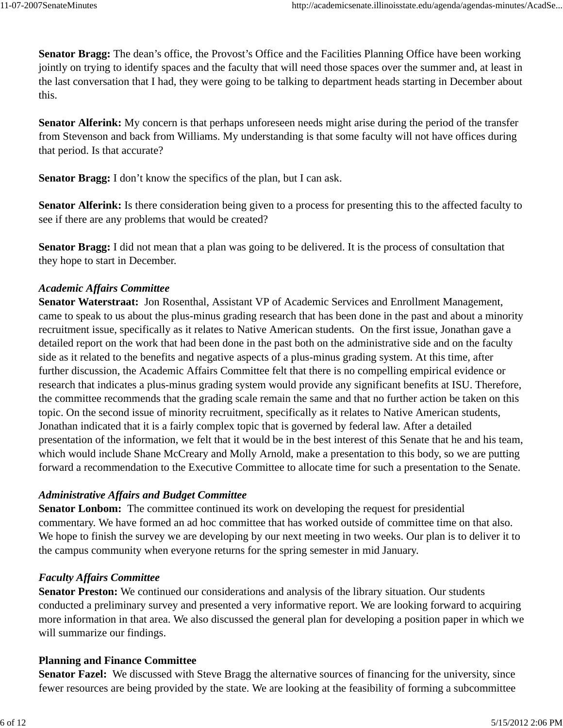**Senator Bragg:** The dean's office, the Provost's Office and the Facilities Planning Office have been working jointly on trying to identify spaces and the faculty that will need those spaces over the summer and, at least in the last conversation that I had, they were going to be talking to department heads starting in December about this.

**Senator Alferink:** My concern is that perhaps unforeseen needs might arise during the period of the transfer from Stevenson and back from Williams. My understanding is that some faculty will not have offices during that period. Is that accurate?

**Senator Bragg:** I don't know the specifics of the plan, but I can ask.

**Senator Alferink:** Is there consideration being given to a process for presenting this to the affected faculty to see if there are any problems that would be created?

**Senator Bragg:** I did not mean that a plan was going to be delivered. It is the process of consultation that they hope to start in December.

***Academic Affairs Committee***

**Senator Waterstraat:** Jon Rosenthal, Assistant VP of Academic Services and Enrollment Management, came to speak to us about the plus-minus grading research that has been done in the past and about a minority recruitment issue, specifically as it relates to Native American students. On the first issue, Jonathan gave a detailed report on the work that had been done in the past both on the administrative side and on the faculty side as it related to the benefits and negative aspects of a plus-minus grading system. At this time, after further discussion, the Academic Affairs Committee felt that there is no compelling empirical evidence or research that indicates a plus-minus grading system would provide any significant benefits at ISU. Therefore, the committee recommends that the grading scale remain the same and that no further action be taken on this topic. On the second issue of minority recruitment, specifically as it relates to Native American students, Jonathan indicated that it is a fairly complex topic that is governed by federal law. After a detailed presentation of the information, we felt that it would be in the best interest of this Senate that he and his team, which would include Shane McCreary and Molly Arnold, make a presentation to this body, so we are putting forward a recommendation to the Executive Committee to allocate time for such a presentation to the Senate.

***Administrative Affairs and Budget Committee***

**Senator Lonbom:** The committee continued its work on developing the request for presidential commentary. We have formed an ad hoc committee that has worked outside of committee time on that also. We hope to finish the survey we are developing by our next meeting in two weeks. Our plan is to deliver it to the campus community when everyone returns for the spring semester in mid January.

***Faculty Affairs Committee***

**Senator Preston:** We continued our considerations and analysis of the library situation. Our students conducted a preliminary survey and presented a very informative report. We are looking forward to acquiring more information in that area. We also discussed the general plan for developing a position paper in which we will summarize our findings.

**Planning and Finance Committee**

**Senator Fazel:** We discussed with Steve Bragg the alternative sources of financing for the university, since fewer resources are being provided by the state. We are looking at the feasibility of forming a subcommittee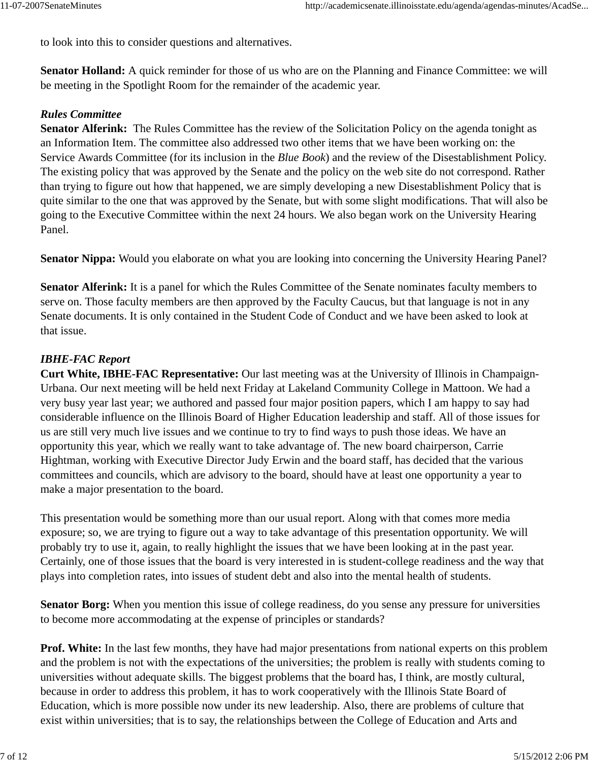to look into this to consider questions and alternatives.

**Senator Holland:** A quick reminder for those of us who are on the Planning and Finance Committee: we will be meeting in the Spotlight Room for the remainder of the academic year.

***Rules Committee***

**Senator Alferink:** The Rules Committee has the review of the Solicitation Policy on the agenda tonight as an Information Item. The committee also addressed two other items that we have been working on: the Service Awards Committee (for its inclusion in the *Blue Book*) and the review of the Disestablishment Policy. The existing policy that was approved by the Senate and the policy on the web site do not correspond. Rather than trying to figure out how that happened, we are simply developing a new Disestablishment Policy that is quite similar to the one that was approved by the Senate, but with some slight modifications. That will also be going to the Executive Committee within the next 24 hours. We also began work on the University Hearing Panel.

**Senator Nippa:** Would you elaborate on what you are looking into concerning the University Hearing Panel?

**Senator Alferink:** It is a panel for which the Rules Committee of the Senate nominates faculty members to serve on. Those faculty members are then approved by the Faculty Caucus, but that language is not in any Senate documents. It is only contained in the Student Code of Conduct and we have been asked to look at that issue.

***IBHE-FAC Report***

**Curt White, IBHE-FAC Representative:** Our last meeting was at the University of Illinois in Champaign-Urbana. Our next meeting will be held next Friday at Lakeland Community College in Mattoon. We had a very busy year last year; we authored and passed four major position papers, which I am happy to say had considerable influence on the Illinois Board of Higher Education leadership and staff. All of those issues for us are still very much live issues and we continue to try to find ways to push those ideas. We have an opportunity this year, which we really want to take advantage of. The new board chairperson, Carrie Hightman, working with Executive Director Judy Erwin and the board staff, has decided that the various committees and councils, which are advisory to the board, should have at least one opportunity a year to make a major presentation to the board.

This presentation would be something more than our usual report. Along with that comes more media exposure; so, we are trying to figure out a way to take advantage of this presentation opportunity. We will probably try to use it, again, to really highlight the issues that we have been looking at in the past year. Certainly, one of those issues that the board is very interested in is student-college readiness and the way that plays into completion rates, into issues of student debt and also into the mental health of students.

**Senator Borg:** When you mention this issue of college readiness, do you sense any pressure for universities to become more accommodating at the expense of principles or standards?

**Prof. White:** In the last few months, they have had major presentations from national experts on this problem and the problem is not with the expectations of the universities; the problem is really with students coming to universities without adequate skills. The biggest problems that the board has, I think, are mostly cultural, because in order to address this problem, it has to work cooperatively with the Illinois State Board of Education, which is more possible now under its new leadership. Also, there are problems of culture that exist within universities; that is to say, the relationships between the College of Education and Arts and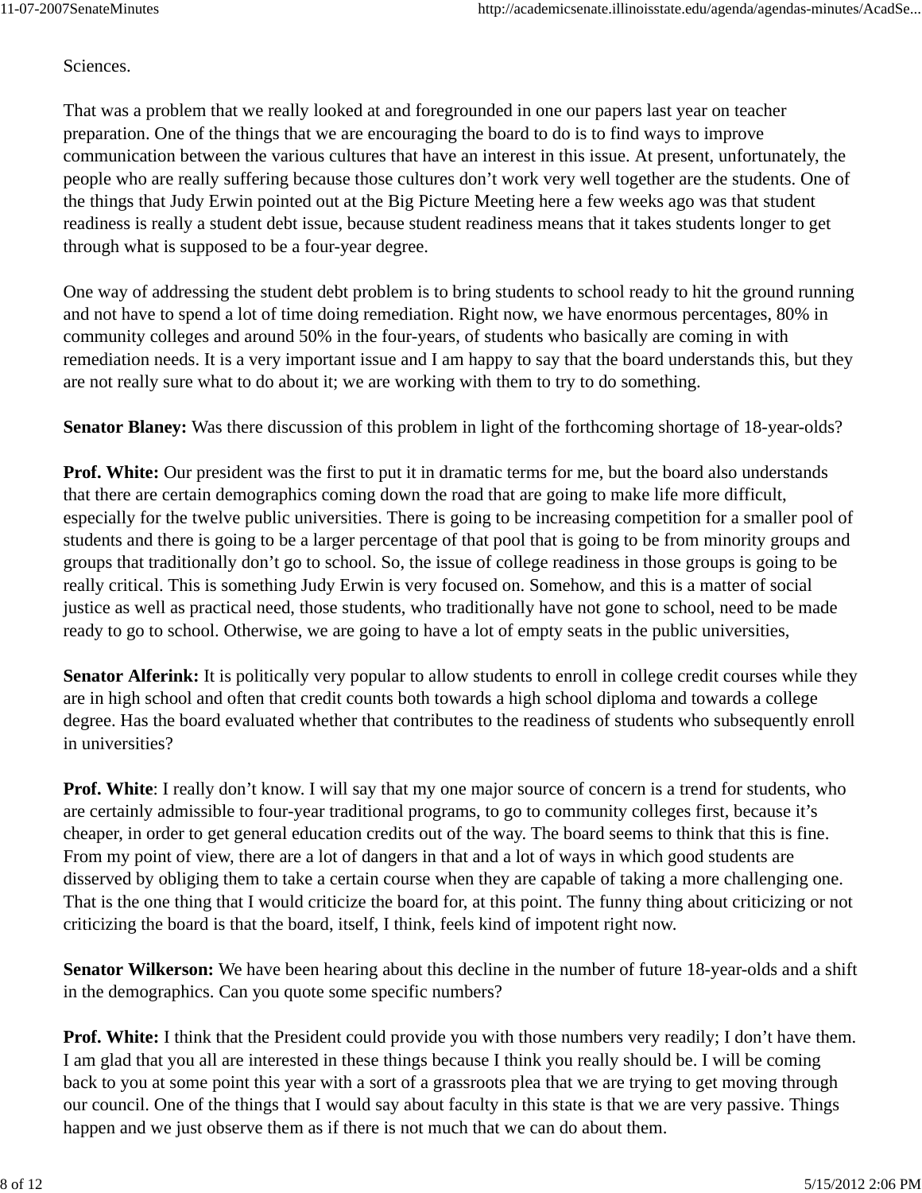Sciences.

That was a problem that we really looked at and foregrounded in one our papers last year on teacher preparation. One of the things that we are encouraging the board to do is to find ways to improve communication between the various cultures that have an interest in this issue. At present, unfortunately, the people who are really suffering because those cultures don't work very well together are the students. One of the things that Judy Erwin pointed out at the Big Picture Meeting here a few weeks ago was that student readiness is really a student debt issue, because student readiness means that it takes students longer to get through what is supposed to be a four-year degree.

One way of addressing the student debt problem is to bring students to school ready to hit the ground running and not have to spend a lot of time doing remediation. Right now, we have enormous percentages, 80% in community colleges and around 50% in the four-years, of students who basically are coming in with remediation needs. It is a very important issue and I am happy to say that the board understands this, but they are not really sure what to do about it; we are working with them to try to do something.

**Senator Blaney:** Was there discussion of this problem in light of the forthcoming shortage of 18-year-olds?

**Prof. White:** Our president was the first to put it in dramatic terms for me, but the board also understands that there are certain demographics coming down the road that are going to make life more difficult, especially for the twelve public universities. There is going to be increasing competition for a smaller pool of students and there is going to be a larger percentage of that pool that is going to be from minority groups and groups that traditionally don't go to school. So, the issue of college readiness in those groups is going to be really critical. This is something Judy Erwin is very focused on. Somehow, and this is a matter of social justice as well as practical need, those students, who traditionally have not gone to school, need to be made ready to go to school. Otherwise, we are going to have a lot of empty seats in the public universities,

**Senator Alferink:** It is politically very popular to allow students to enroll in college credit courses while they are in high school and often that credit counts both towards a high school diploma and towards a college degree. Has the board evaluated whether that contributes to the readiness of students who subsequently enroll in universities?

**Prof. White**: I really don't know. I will say that my one major source of concern is a trend for students, who are certainly admissible to four-year traditional programs, to go to community colleges first, because it's cheaper, in order to get general education credits out of the way. The board seems to think that this is fine. From my point of view, there are a lot of dangers in that and a lot of ways in which good students are disserved by obliging them to take a certain course when they are capable of taking a more challenging one. That is the one thing that I would criticize the board for, at this point. The funny thing about criticizing or not criticizing the board is that the board, itself, I think, feels kind of impotent right now.

**Senator Wilkerson:** We have been hearing about this decline in the number of future 18-year-olds and a shift in the demographics. Can you quote some specific numbers?

**Prof. White:** I think that the President could provide you with those numbers very readily; I don't have them. I am glad that you all are interested in these things because I think you really should be. I will be coming back to you at some point this year with a sort of a grassroots plea that we are trying to get moving through our council. One of the things that I would say about faculty in this state is that we are very passive. Things happen and we just observe them as if there is not much that we can do about them.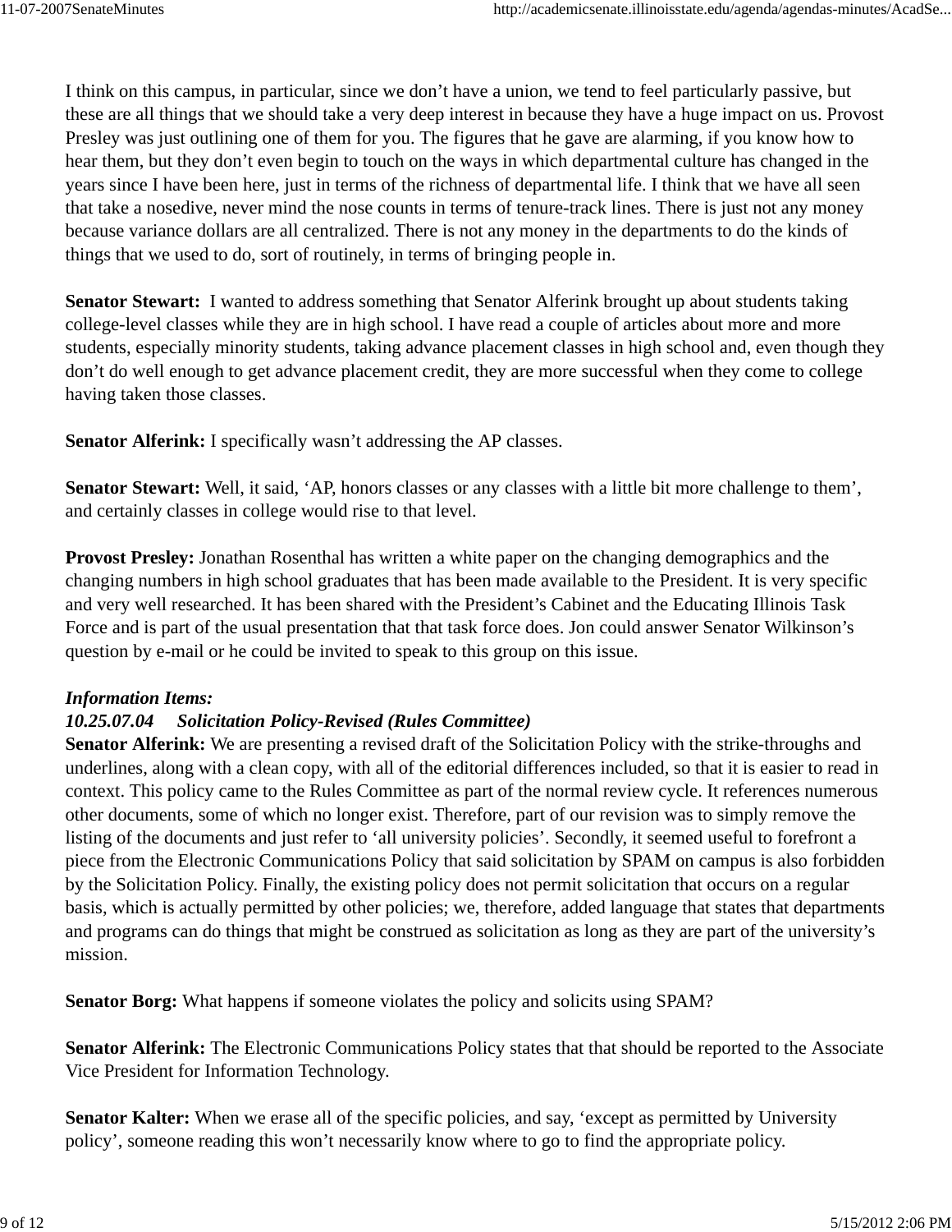I think on this campus, in particular, since we don't have a union, we tend to feel particularly passive, but these are all things that we should take a very deep interest in because they have a huge impact on us. Provost Presley was just outlining one of them for you. The figures that he gave are alarming, if you know how to hear them, but they don't even begin to touch on the ways in which departmental culture has changed in the years since I have been here, just in terms of the richness of departmental life. I think that we have all seen that take a nosedive, never mind the nose counts in terms of tenure-track lines. There is just not any money because variance dollars are all centralized. There is not any money in the departments to do the kinds of things that we used to do, sort of routinely, in terms of bringing people in.

**Senator Stewart:** I wanted to address something that Senator Alferink brought up about students taking college-level classes while they are in high school. I have read a couple of articles about more and more students, especially minority students, taking advance placement classes in high school and, even though they don't do well enough to get advance placement credit, they are more successful when they come to college having taken those classes.

**Senator Alferink:** I specifically wasn't addressing the AP classes.

**Senator Stewart:** Well, it said, 'AP, honors classes or any classes with a little bit more challenge to them', and certainly classes in college would rise to that level.

**Provost Presley:** Jonathan Rosenthal has written a white paper on the changing demographics and the changing numbers in high school graduates that has been made available to the President. It is very specific and very well researched. It has been shared with the President's Cabinet and the Educating Illinois Task Force and is part of the usual presentation that that task force does. Jon could answer Senator Wilkinson's question by e-mail or he could be invited to speak to this group on this issue.

***Information Items:***
***10.25.07.04 Solicitation Policy-Revised (Rules Committee)***

**Senator Alferink:** We are presenting a revised draft of the Solicitation Policy with the strike-throughs and underlines, along with a clean copy, with all of the editorial differences included, so that it is easier to read in context. This policy came to the Rules Committee as part of the normal review cycle. It references numerous other documents, some of which no longer exist. Therefore, part of our revision was to simply remove the listing of the documents and just refer to 'all university policies'. Secondly, it seemed useful to forefront a piece from the Electronic Communications Policy that said solicitation by SPAM on campus is also forbidden by the Solicitation Policy. Finally, the existing policy does not permit solicitation that occurs on a regular basis, which is actually permitted by other policies; we, therefore, added language that states that departments and programs can do things that might be construed as solicitation as long as they are part of the university's mission.

**Senator Borg:** What happens if someone violates the policy and solicits using SPAM?

**Senator Alferink:** The Electronic Communications Policy states that that should be reported to the Associate Vice President for Information Technology.

**Senator Kalter:** When we erase all of the specific policies, and say, 'except as permitted by University policy', someone reading this won't necessarily know where to go to find the appropriate policy.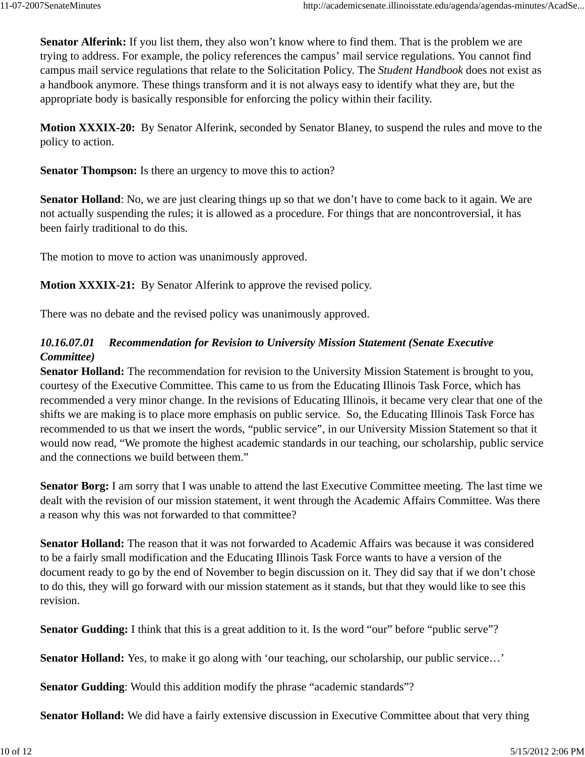**Senator Alferink:** If you list them, they also won't know where to find them. That is the problem we are trying to address. For example, the policy references the campus' mail service regulations. You cannot find campus mail service regulations that relate to the Solicitation Policy. The *Student Handbook* does not exist as a handbook anymore. These things transform and it is not always easy to identify what they are, but the appropriate body is basically responsible for enforcing the policy within their facility.

**Motion XXXIX-20:** By Senator Alferink, seconded by Senator Blaney, to suspend the rules and move to the policy to action.

**Senator Thompson:** Is there an urgency to move this to action?

**Senator Holland**: No, we are just clearing things up so that we don't have to come back to it again. We are not actually suspending the rules; it is allowed as a procedure. For things that are noncontroversial, it has been fairly traditional to do this.

The motion to move to action was unanimously approved.

**Motion XXXIX-21:** By Senator Alferink to approve the revised policy.

There was no debate and the revised policy was unanimously approved.

***10.16.07.01 Recommendation for Revision to University Mission Statement (Senate Executive Committee)***

**Senator Holland:** The recommendation for revision to the University Mission Statement is brought to you, courtesy of the Executive Committee. This came to us from the Educating Illinois Task Force, which has recommended a very minor change. In the revisions of Educating Illinois, it became very clear that one of the shifts we are making is to place more emphasis on public service. So, the Educating Illinois Task Force has recommended to us that we insert the words, "public service", in our University Mission Statement so that it would now read, "We promote the highest academic standards in our teaching, our scholarship, public service and the connections we build between them."

**Senator Borg:** I am sorry that I was unable to attend the last Executive Committee meeting. The last time we dealt with the revision of our mission statement, it went through the Academic Affairs Committee. Was there a reason why this was not forwarded to that committee?

**Senator Holland:** The reason that it was not forwarded to Academic Affairs was because it was considered to be a fairly small modification and the Educating Illinois Task Force wants to have a version of the document ready to go by the end of November to begin discussion on it. They did say that if we don't chose to do this, they will go forward with our mission statement as it stands, but that they would like to see this revision.

**Senator Gudding:** I think that this is a great addition to it. Is the word "our" before "public serve"?

**Senator Holland:** Yes, to make it go along with 'our teaching, our scholarship, our public service…'

**Senator Gudding**: Would this addition modify the phrase "academic standards"?

**Senator Holland:** We did have a fairly extensive discussion in Executive Committee about that very thing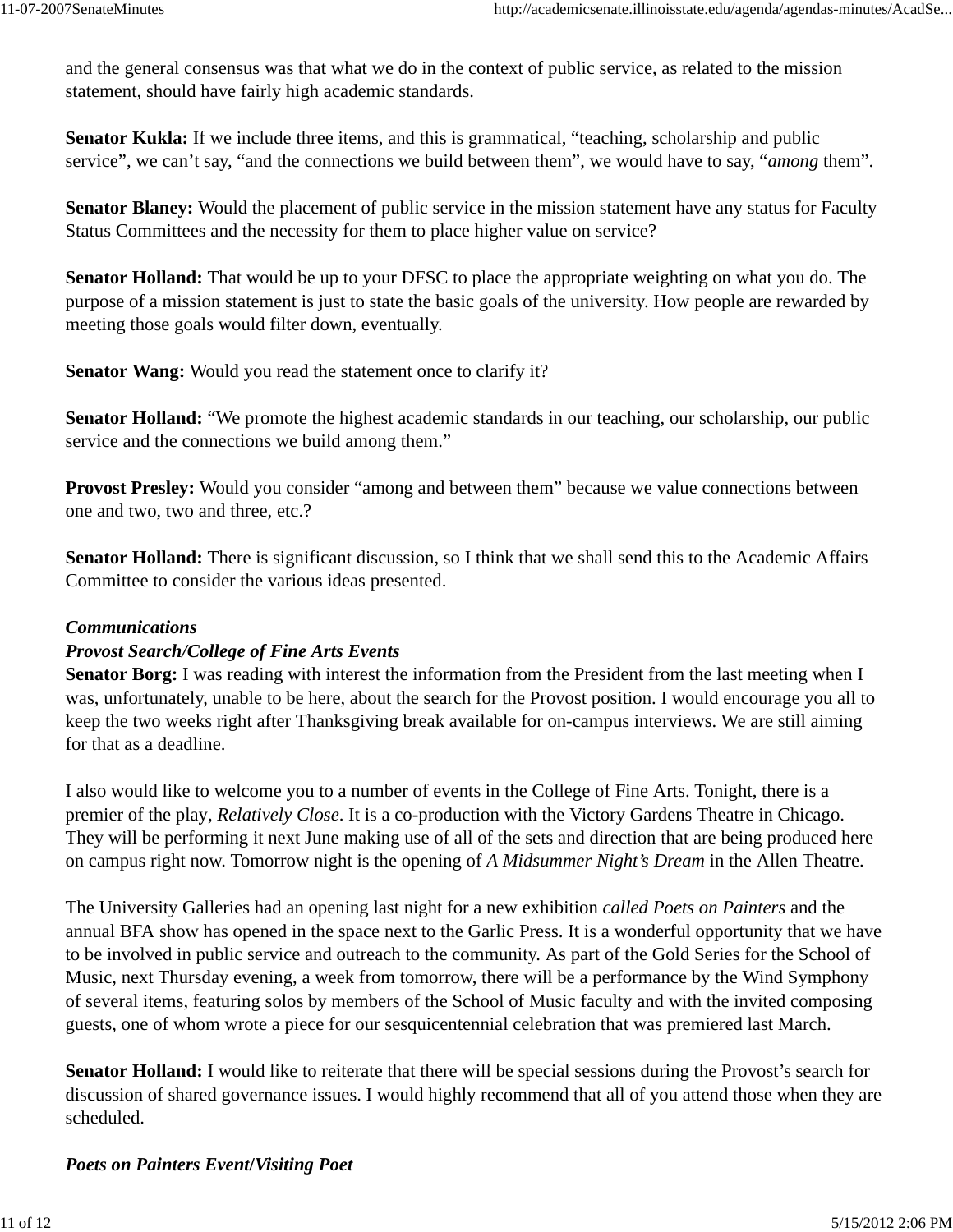and the general consensus was that what we do in the context of public service, as related to the mission statement, should have fairly high academic standards.

**Senator Kukla:** If we include three items, and this is grammatical, "teaching, scholarship and public service", we can't say, "and the connections we build between them", we would have to say, "*among* them".

**Senator Blaney:** Would the placement of public service in the mission statement have any status for Faculty Status Committees and the necessity for them to place higher value on service?

**Senator Holland:** That would be up to your DFSC to place the appropriate weighting on what you do. The purpose of a mission statement is just to state the basic goals of the university. How people are rewarded by meeting those goals would filter down, eventually.

**Senator Wang:** Would you read the statement once to clarify it?

**Senator Holland:** "We promote the highest academic standards in our teaching, our scholarship, our public service and the connections we build among them."

**Provost Presley:** Would you consider "among and between them" because we value connections between one and two, two and three, etc.?

**Senator Holland:** There is significant discussion, so I think that we shall send this to the Academic Affairs Committee to consider the various ideas presented.

***Communications***

***Provost Search/College of Fine Arts Events***

**Senator Borg:** I was reading with interest the information from the President from the last meeting when I was, unfortunately, unable to be here, about the search for the Provost position. I would encourage you all to keep the two weeks right after Thanksgiving break available for on-campus interviews. We are still aiming for that as a deadline.

I also would like to welcome you to a number of events in the College of Fine Arts. Tonight, there is a premier of the play, *Relatively Close*. It is a co-production with the Victory Gardens Theatre in Chicago. They will be performing it next June making use of all of the sets and direction that are being produced here on campus right now. Tomorrow night is the opening of *A Midsummer Night's Dream* in the Allen Theatre.

The University Galleries had an opening last night for a new exhibition *called Poets on Painters* and the annual BFA show has opened in the space next to the Garlic Press. It is a wonderful opportunity that we have to be involved in public service and outreach to the community. As part of the Gold Series for the School of Music, next Thursday evening, a week from tomorrow, there will be a performance by the Wind Symphony of several items, featuring solos by members of the School of Music faculty and with the invited composing guests, one of whom wrote a piece for our sesquicentennial celebration that was premiered last March.

**Senator Holland:** I would like to reiterate that there will be special sessions during the Provost's search for discussion of shared governance issues. I would highly recommend that all of you attend those when they are scheduled.

***Poets on Painters Event/Visiting Poet***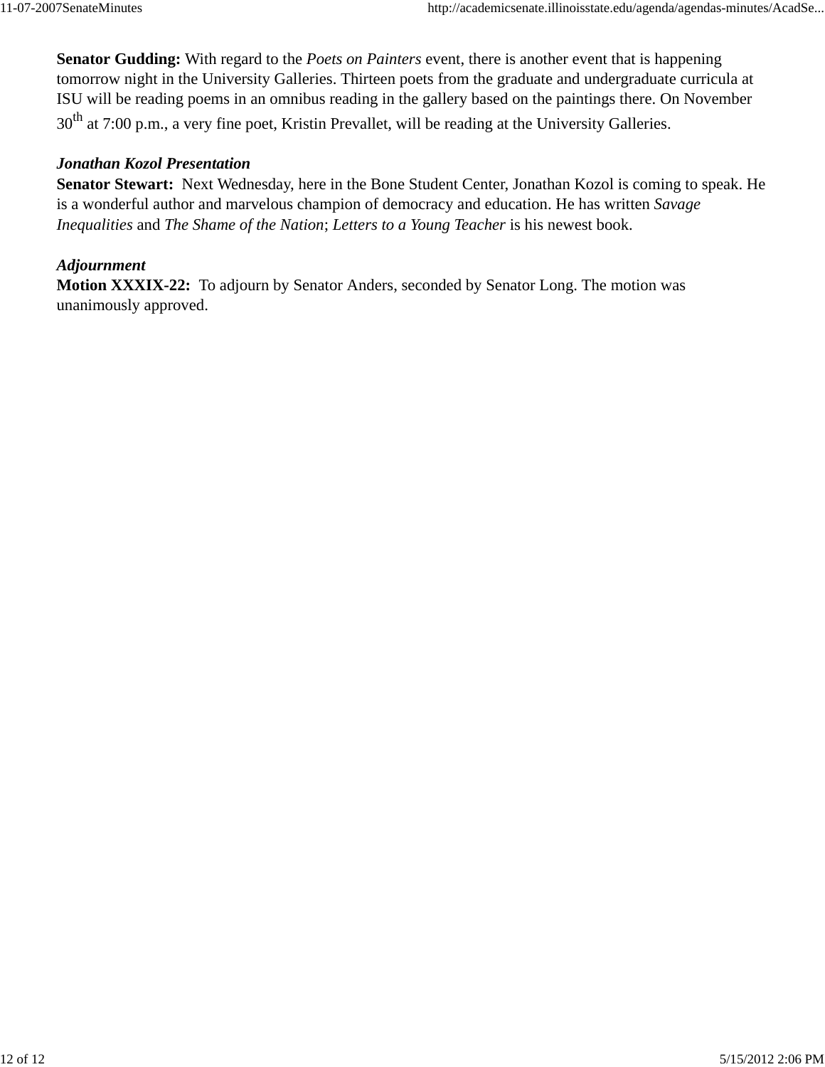**Senator Gudding:** With regard to the *Poets on Painters* event, there is another event that is happening tomorrow night in the University Galleries. Thirteen poets from the graduate and undergraduate curricula at ISU will be reading poems in an omnibus reading in the gallery based on the paintings there. On November 30th at 7:00 p.m., a very fine poet, Kristin Prevallet, will be reading at the University Galleries.

***Jonathan Kozol Presentation***

**Senator Stewart:** Next Wednesday, here in the Bone Student Center, Jonathan Kozol is coming to speak. He is a wonderful author and marvelous champion of democracy and education. He has written *Savage Inequalities* and *The Shame of the Nation*; *Letters to a Young Teacher* is his newest book.

***Adjournment***

**Motion XXXIX-22:** To adjourn by Senator Anders, seconded by Senator Long. The motion was unanimously approved.